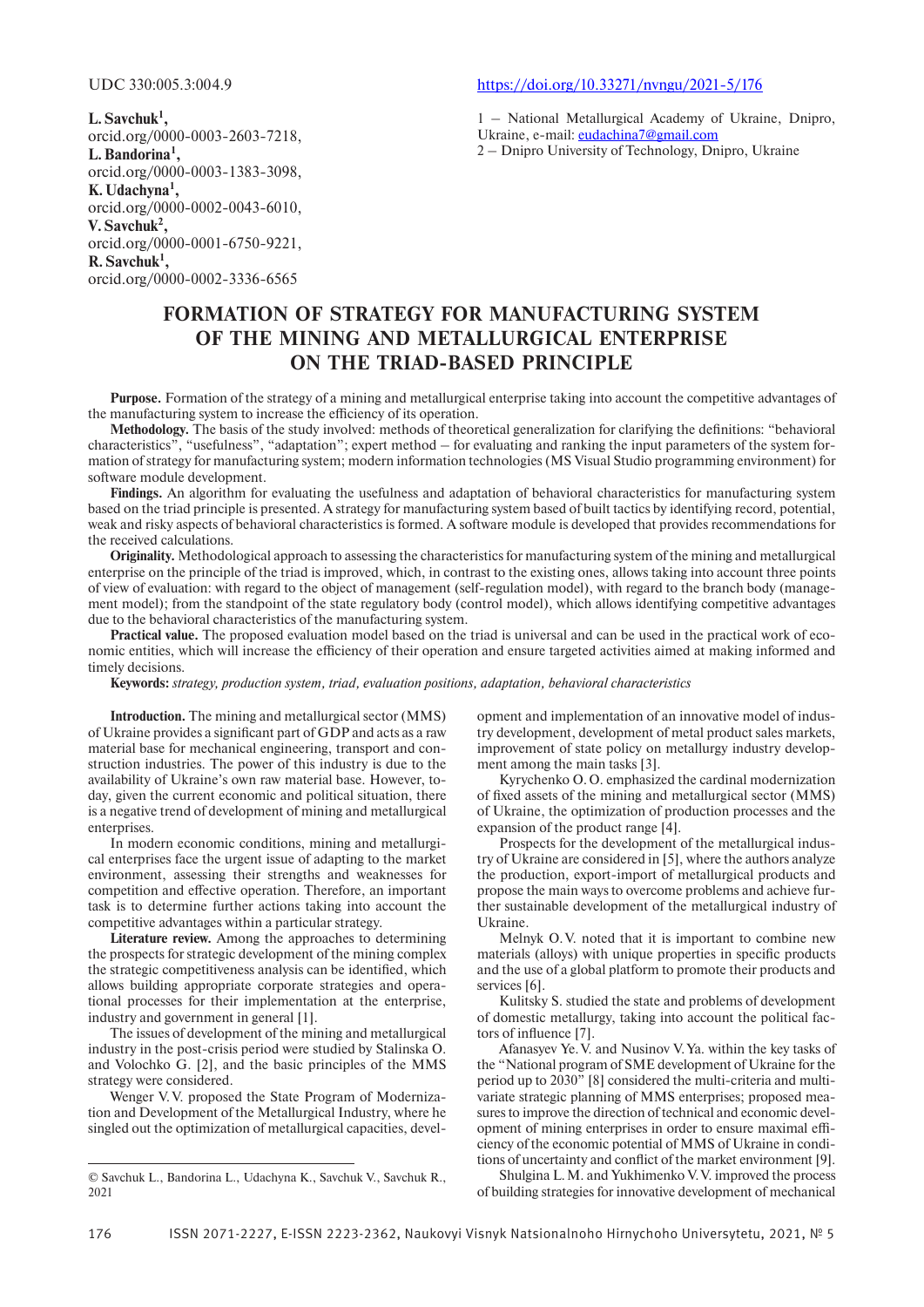UDC 330:005.3:004.9

https://doi.org/10.33271/nvngu/2021-5/176

**L. Savchuk[1],**
orcid.org/0000-0003-2603-7218,
**L. Bandorina[1],**
orcid.org/0000-0003-1383-3098,
**K. Udachyna[1],**
orcid.org/0000-0002-0043-6010,
**V. Savchuk[2],**
orcid.org/0000-0001-6750-9221,
**R. Savchuk[1],**
orcid.org/0000-0002-3336-6565

1 – National Metallurgical Academy of Ukraine, Dnipro, Ukraine, e-mail: eudachina7@gmail.com
2 – Dnipro University of Technology, Dnipro, Ukraine

# FORMATION OF STRATEGY FOR MANUFACTURING SYSTEM OF THE MINING AND METALLURGICAL ENTERPRISE ON THE TRIAD-BASED PRINCIPLE

**Purpose.** Formation of the strategy of a mining and metallurgical enterprise taking into account the competitive advantages of the manufacturing system to increase the efficiency of its operation.

**Methodology.** The basis of the study involved: methods of theoretical generalization for clarifying the definitions: "behavioral characteristics", "usefulness", "adaptation"; expert method – for evaluating and ranking the input parameters of the system formation of strategy for manufacturing system; modern information technologies (MS Visual Studio programming environment) for software module development.

**Findings.** An algorithm for evaluating the usefulness and adaptation of behavioral characteristics for manufacturing system based on the triad principle is presented. A strategy for manufacturing system based of built tactics by identifying record, potential, weak and risky aspects of behavioral characteristics is formed. A software module is developed that provides recommendations for the received calculations.

**Originality.** Methodological approach to assessing the characteristics for manufacturing system of the mining and metallurgical enterprise on the principle of the triad is improved, which, in contrast to the existing ones, allows taking into account three points of view of evaluation: with regard to the object of management (self-regulation model), with regard to the branch body (management model); from the standpoint of the state regulatory body (control model), which allows identifying competitive advantages due to the behavioral characteristics of the manufacturing system.

**Practical value.** The proposed evaluation model based on the triad is universal and can be used in the practical work of economic entities, which will increase the efficiency of their operation and ensure targeted activities aimed at making informed and timely decisions.

**Keywords:** *strategy, production system, triad, evaluation positions, adaptation, behavioral characteristics*

**Introduction.** The mining and metallurgical sector (MMS) of Ukraine provides a significant part of GDP and acts as a raw material base for mechanical engineering, transport and construction industries. The power of this industry is due to the availability of Ukraine's own raw material base. However, today, given the current economic and political situation, there is a negative trend of development of mining and metallurgical enterprises.

In modern economic conditions, mining and metallurgical enterprises face the urgent issue of adapting to the market environment, assessing their strengths and weaknesses for competition and effective operation. Therefore, an important task is to determine further actions taking into account the competitive advantages within a particular strategy.

**Literature review.** Among the approaches to determining the prospects for strategic development of the mining complex the strategic competitiveness analysis can be identified, which allows building appropriate corporate strategies and operational processes for their implementation at the enterprise, industry and government in general [1].

The issues of development of the mining and metallurgical industry in the post-crisis period were studied by Stalinska O. and Volochko G. [2], and the basic principles of the MMS strategy were considered.

Wenger V. V. proposed the State Program of Modernization and Development of the Metallurgical Industry, where he singled out the optimization of metallurgical capacities, development and implementation of an innovative model of industry development, development of metal product sales markets, improvement of state policy on metallurgy industry development among the main tasks [3].

Kyrychenko O. O. emphasized the cardinal modernization of fixed assets of the mining and metallurgical sector (MMS) of Ukraine, the optimization of production processes and the expansion of the product range [4].

Prospects for the development of the metallurgical industry of Ukraine are considered in [5], where the authors analyze the production, export-import of metallurgical products and propose the main ways to overcome problems and achieve further sustainable development of the metallurgical industry of Ukraine.

Melnyk O. V. noted that it is important to combine new materials (alloys) with unique properties in specific products and the use of a global platform to promote their products and services [6].

Kulitsky S. studied the state and problems of development of domestic metallurgy, taking into account the political factors of influence [7].

Afanasyev Ye. V. and Nusinov V. Ya. within the key tasks of the "National program of SME development of Ukraine for the period up to 2030" [8] considered the multi-criteria and multivariate strategic planning of MMS enterprises; proposed measures to improve the direction of technical and economic development of mining enterprises in order to ensure maximal efficiency of the economic potential of MMS of Ukraine in conditions of uncertainty and conflict of the market environment [9].

Shulgina L. M. and Yukhimenko V. V. improved the process of building strategies for innovative development of mechanical

© Savchuk L., Bandorina L., Udachyna K., Savchuk V., Savchuk R., 2021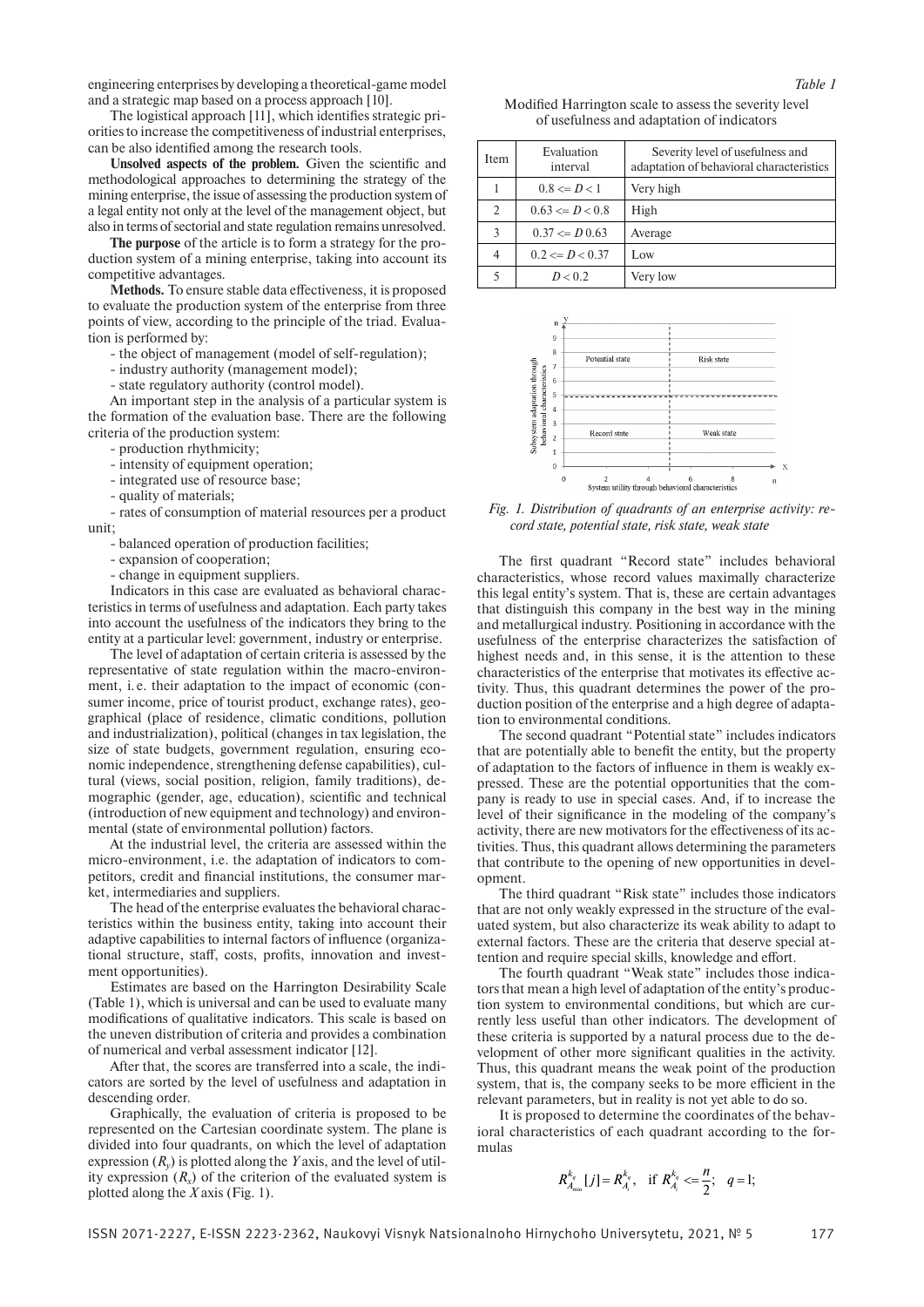engineering enterprises by developing a theoretical-game model and a strategic map based on a process approach [10].

The logistical approach [11], which identifies strategic priorities to increase the competitiveness of industrial enterprises, can be also identified among the research tools.

**Unsolved aspects of the problem.** Given the scientific and methodological approaches to determining the strategy of the mining enterprise, the issue of assessing the production system of a legal entity not only at the level of the management object, but also in terms of sectorial and state regulation remains unresolved.

**The purpose** of the article is to form a strategy for the production system of a mining enterprise, taking into account its competitive advantages.

**Methods.** To ensure stable data effectiveness, it is proposed to evaluate the production system of the enterprise from three points of view, according to the principle of the triad. Evaluation is performed by:

- the object of management (model of self-regulation);
- industry authority (management model);
- state regulatory authority (control model).

An important step in the analysis of a particular system is the formation of the evaluation base. There are the following criteria of the production system:

- production rhythmicity;
- intensity of equipment operation;
- integrated use of resource base;
- quality of materials;
- rates of consumption of material resources per a product unit;
- balanced operation of production facilities;
- expansion of cooperation;
- change in equipment suppliers.

Indicators in this case are evaluated as behavioral characteristics in terms of usefulness and adaptation. Each party takes into account the usefulness of the indicators they bring to the entity at a particular level: government, industry or enterprise.

The level of adaptation of certain criteria is assessed by the representative of state regulation within the macro-environment, i. e. their adaptation to the impact of economic (consumer income, price of tourist product, exchange rates), geographical (place of residence, climatic conditions, pollution and industrialization), political (changes in tax legislation, the size of state budgets, government regulation, ensuring economic independence, strengthening defense capabilities), cultural (views, social position, religion, family traditions), demographic (gender, age, education), scientific and technical (introduction of new equipment and technology) and environmental (state of environmental pollution) factors.

At the industrial level, the criteria are assessed within the micro-environment, i.e. the adaptation of indicators to competitors, credit and financial institutions, the consumer market, intermediaries and suppliers.

The head of the enterprise evaluates the behavioral characteristics within the business entity, taking into account their adaptive capabilities to internal factors of influence (organizational structure, staff, costs, profits, innovation and investment opportunities).

Estimates are based on the Harrington Desirability Scale (Table 1), which is universal and can be used to evaluate many modifications of qualitative indicators. This scale is based on the uneven distribution of criteria and provides a combination of numerical and verbal assessment indicator [12].

After that, the scores are transferred into a scale, the indicators are sorted by the level of usefulness and adaptation in descending order.

Graphically, the evaluation of criteria is proposed to be represented on the Cartesian coordinate system. The plane is divided into four quadrants, on which the level of adaptation expression ($R_y$) is plotted along the $Y$ axis, and the level of utility expression ($R_x$) of the criterion of the evaluated system is plotted along the $X$ axis (Fig. 1).

*Table 1*

Modified Harrington scale to assess the severity level of usefulness and adaptation of indicators

| Item | Evaluation interval | Severity level of usefulness and adaptation of behavioral characteristics |
|---|---|---|
| 1 | $0.8 <= D < 1$ | Very high |
| 2 | $0.63 <= D < 0.8$ | High |
| 3 | $0.37 <= D\, 0.63$ | Average |
| 4 | $0.2 <= D < 0.37$ | Low |
| 5 | $D < 0.2$ | Very low |

*Fig. 1. Distribution of quadrants of an enterprise activity: record state, potential state, risk state, weak state*

The first quadrant "Record state" includes behavioral characteristics, whose record values maximally characterize this legal entity's system. That is, these are certain advantages that distinguish this company in the best way in the mining and metallurgical industry. Positioning in accordance with the usefulness of the enterprise characterizes the satisfaction of highest needs and, in this sense, it is the attention to these characteristics of the enterprise that motivates its effective activity. Thus, this quadrant determines the power of the production position of the enterprise and a high degree of adaptation to environmental conditions.

The second quadrant "Potential state" includes indicators that are potentially able to benefit the entity, but the property of adaptation to the factors of influence in them is weakly expressed. These are the potential opportunities that the company is ready to use in special cases. And, if to increase the level of their significance in the modeling of the company's activity, there are new motivators for the effectiveness of its activities. Thus, this quadrant allows determining the parameters that contribute to the opening of new opportunities in development.

The third quadrant "Risk state" includes those indicators that are not only weakly expressed in the structure of the evaluated system, but also characterize its weak ability to adapt to external factors. These are the criteria that deserve special attention and require special skills, knowledge and effort.

The fourth quadrant "Weak state" includes those indicators that mean a high level of adaptation of the entity's production system to environmental conditions, but which are currently less useful than other indicators. The development of these criteria is supported by a natural process due to the development of other more significant qualities in the activity. Thus, this quadrant means the weak point of the production system, that is, the company seeks to be more efficient in the relevant parameters, but in reality is not yet able to do so.

It is proposed to determine the coordinates of the behavioral characteristics of each quadrant according to the formulas

$$R^{k_q}_{A_{\min}}[j] = R^{k_q}_{A_i}, \quad \text{if } R^{k_q}_{A_i} <= \frac{n}{2}; \quad q = 1;$$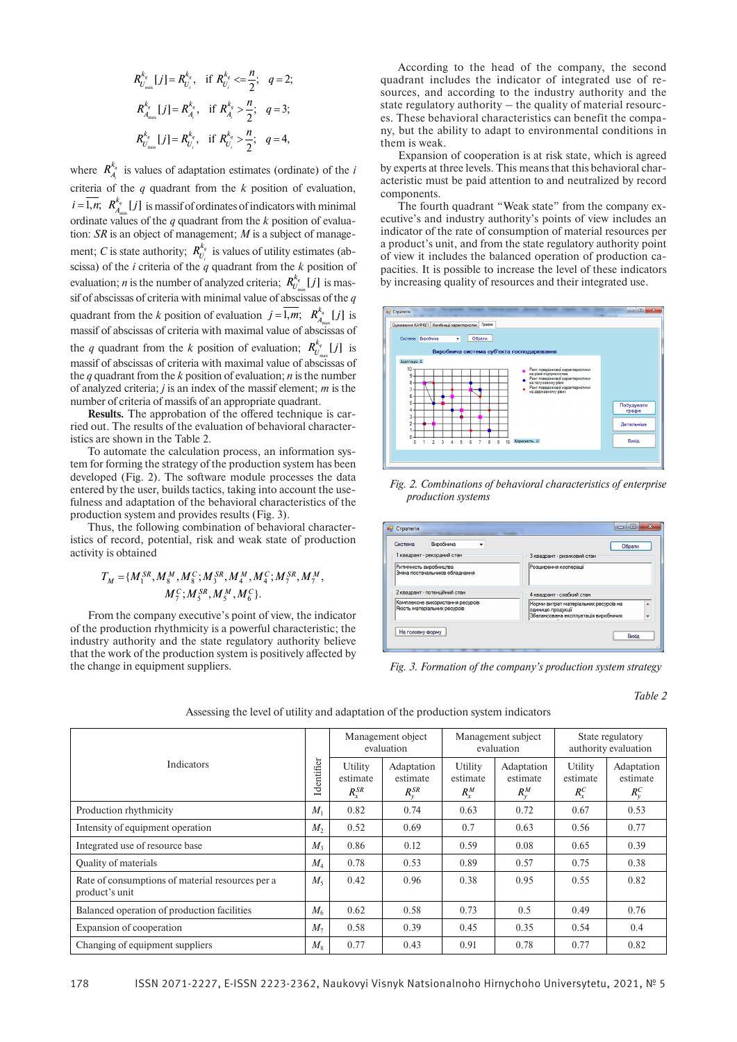$$R_{U_{\min}}^{k_q}[j] = R_{U_i}^{k_q}, \quad \text{if } R_{U_i}^{k_q} <= \frac{n}{2}; \quad q = 2;$$

$$R_{A_{\max}}^{k_q}[j] = R_{A_i}^{k_q}, \quad \text{if } R_{A_i}^{k_q} > \frac{n}{2}; \quad q = 3;$$

$$R_{U_{\max}}^{k_q}[j] = R_{U_i}^{k_q}, \quad \text{if } R_{U_i}^{k_q} > \frac{n}{2}; \quad q = 4,$$

where $R_{A_i}^{k_q}$ is values of adaptation estimates (ordinate) of the $i$ criteria of the $q$ quadrant from the $k$ position of evaluation, $i = \overline{1,n}$; $R_{A_{\min}}^{k_q}[j]$ is massif of ordinates of indicators with minimal ordinate values of the $q$ quadrant from the $k$ position of evaluation: $SR$ is an object of management; $M$ is a subject of management; $C$ is state authority; $R_{U_i}^{k_q}$ is values of utility estimates (abscissa) of the $i$ criteria of the $q$ quadrant from the $k$ position of evaluation; $n$ is the number of analyzed criteria; $R_{U_{\min}}^{k_q}[j]$ is massif of abscissas of criteria with minimal value of abscissas of the $q$ quadrant from the $k$ position of evaluation $j = \overline{1,m}$; $R_{A_{\max}}^{k_q}[j]$ is massif of abscissas of criteria with maximal value of abscissas of the $q$ quadrant from the $k$ position of evaluation; $R_{U_{\max}}^{k_q}[j]$ is massif of abscissas of criteria with maximal value of abscissas of the $q$ quadrant from the $k$ position of evaluation; $n$ is the number of analyzed criteria; $j$ is an index of the massif element; $m$ is the number of criteria of massifs of an appropriate quadrant.

**Results.** The approbation of the offered technique is carried out. The results of the evaluation of behavioral characteristics are shown in the Table 2.

To automate the calculation process, an information system for forming the strategy of the production system has been developed (Fig. 2). The software module processes the data entered by the user, builds tactics, taking into account the usefulness and adaptation of the behavioral characteristics of the production system and provides results (Fig. 3).

Thus, the following combination of behavioral characteristics of record, potential, risk and weak state of production activity is obtained

$$T_M = \{M_1^{SR}, M_8^M, M_8^C; M_3^{SR}, M_4^M, M_4^C; M_7^{SR}, M_7^M, M_7^C; M_5^{SR}, M_5^M, M_6^C\}.$$

From the company executive's point of view, the indicator of the production rhythmicity is a powerful characteristic; the industry authority and the state regulatory authority believe that the work of the production system is positively affected by the change in equipment suppliers.

According to the head of the company, the second quadrant includes the indicator of integrated use of resources, and according to the industry authority and the state regulatory authority – the quality of material resources. These behavioral characteristics can benefit the company, but the ability to adapt to environmental conditions in them is weak.

Expansion of cooperation is at risk state, which is agreed by experts at three levels. This means that this behavioral characteristic must be paid attention to and neutralized by record components.

The fourth quadrant "Weak state" from the company executive's and industry authority's points of view includes an indicator of the rate of consumption of material resources per a product's unit, and from the state regulatory authority point of view it includes the balanced operation of production capacities. It is possible to increase the level of these indicators by increasing quality of resources and their integrated use.

*Fig. 2. Combinations of behavioral characteristics of enterprise production systems*

*Fig. 3. Formation of the company's production system strategy*

*Table 2*

Assessing the level of utility and adaptation of the production system indicators

| Indicators | Identifier | Management object evaluation | | Management subject evaluation | | State regulatory authority evaluation | |
|---|---|---|---|---|---|---|---|
| | | Utility estimate $R_x^{SR}$ | Adaptation estimate $R_y^{SR}$ | Utility estimate $R_x^M$ | Adaptation estimate $R_y^M$ | Utility estimate $R_x^C$ | Adaptation estimate $R_y^C$ |
| Production rhythmicity | $M_1$ | 0.82 | 0.74 | 0.63 | 0.72 | 0.67 | 0.53 |
| Intensity of equipment operation | $M_2$ | 0.52 | 0.69 | 0.7 | 0.63 | 0.56 | 0.77 |
| Integrated use of resource base | $M_3$ | 0.86 | 0.12 | 0.59 | 0.08 | 0.65 | 0.39 |
| Quality of materials | $M_4$ | 0.78 | 0.53 | 0.89 | 0.57 | 0.75 | 0.38 |
| Rate of consumptions of material resources per a product's unit | $M_5$ | 0.42 | 0.96 | 0.38 | 0.95 | 0.55 | 0.82 |
| Balanced operation of production facilities | $M_6$ | 0.62 | 0.58 | 0.73 | 0.5 | 0.49 | 0.76 |
| Expansion of cooperation | $M_7$ | 0.58 | 0.39 | 0.45 | 0.35 | 0.54 | 0.4 |
| Changing of equipment suppliers | $M_8$ | 0.77 | 0.43 | 0.91 | 0.78 | 0.77 | 0.82 |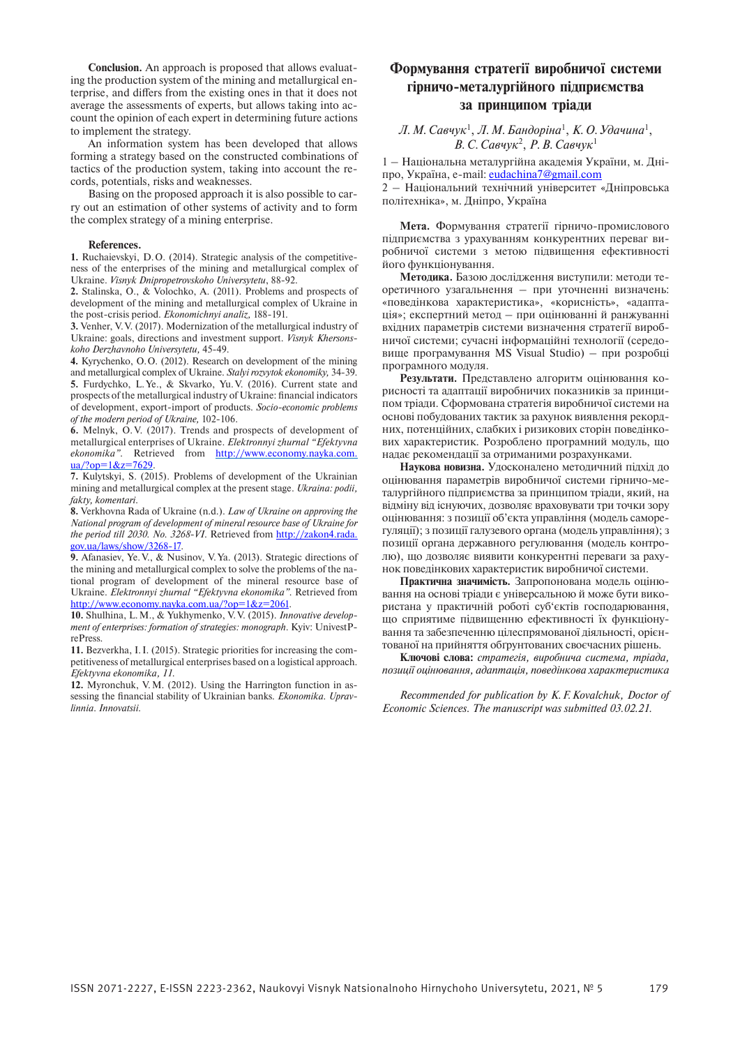**Conclusion.** An approach is proposed that allows evaluating the production system of the mining and metallurgical enterprise, and differs from the existing ones in that it does not average the assessments of experts, but allows taking into account the opinion of each expert in determining future actions to implement the strategy.

An information system has been developed that allows forming a strategy based on the constructed combinations of tactics of the production system, taking into account the records, potentials, risks and weaknesses.

Basing on the proposed approach it is also possible to carry out an estimation of other systems of activity and to form the complex strategy of a mining enterprise.

**References.**

**1.** Ruchaievskyi, D. O. (2014). Strategic analysis of the competitiveness of the enterprises of the mining and metallurgical complex of Ukraine. *Visnyk Dnipropetrovskoho Universytetu*, 88-92.

**2.** Stalinska, O., & Volochko, A. (2011). Problems and prospects of development of the mining and metallurgical complex of Ukraine in the post-crisis period. *Ekonomichnyi analiz,* 188-191.

**3.** Venher, V. V. (2017). Modernization of the metallurgical industry of Ukraine: goals, directions and investment support. *Visnyk Khersonskoho Derzhavnoho Universytetu,* 45-49.

**4.** Kyrychenko, O. O. (2012). Research on development of the mining and metallurgical complex of Ukraine. *Stalyi rozvytok ekonomiky,* 34-39.

**5.** Furdychko, L. Ye., & Skvarko, Yu. V. (2016). Current state and prospects of the metallurgical industry of Ukraine: financial indicators of development, export-import of products. *Socio-economic problems of the modern period of Ukraine,* 102-106.

**6.** Melnyk, O. V. (2017). Trends and prospects of development of metallurgical enterprises of Ukraine. *Elektronnyi zhurnal "Efektyvna ekonomika".* Retrieved from http://www.economy.nayka.com.ua/?op=1&z=7629.

**7.** Kulytskyi, S. (2015). Problems of development of the Ukrainian mining and metallurgical complex at the present stage. *Ukraina: podii, fakty, komentari.*

**8.** Verkhovna Rada of Ukraine (n.d.). *Law of Ukraine on approving the National program of development of mineral resource base of Ukraine for the period till 2030. No. 3268-VI.* Retrieved from http://zakon4.rada.gov.ua/laws/show/3268-17.

**9.** Afanasiev, Ye. V., & Nusinov, V. Ya. (2013). Strategic directions of the mining and metallurgical complex to solve the problems of the national program of development of the mineral resource base of Ukraine. *Elektronnyi zhurnal "Efektyvna ekonomika".* Retrieved from http://www.economy.nayka.com.ua/?op=1&z=2061.

**10.** Shulhina, L. M., & Yukhymenko, V. V. (2015). *Innovative development of enterprises: formation of strategies: monograph.* Kyiv: UnivestPrePress.

**11.** Bezverkha, I. I. (2015). Strategic priorities for increasing the competitiveness of metallurgical enterprises based on a logistical approach. *Efektyvna ekonomika, 11.*

**12.** Myronchuk, V. M. (2012). Using the Harrington function in assessing the financial stability of Ukrainian banks. *Ekonomika. Upravlinnia. Innovatsii.*

## Формування стратегії виробничої системи гірничо-металургійного підприємства за принципом тріади

*Л. М. Савчук*[1], *Л. М. Бандоріна*[1], *К. О. Удачина*[1], *В. С. Савчук*[2], *Р. В. Савчук*[1]

1 – Національна металургійна академія України, м. Дніпро, Україна, e-mail: eudachina7@gmail.com

2 – Національний технічний університет «Дніпровська політехніка», м. Дніпро, Україна

**Мета.** Формування стратегії гірничо-промислового підприємства з урахуванням конкурентних переваг виробничої системи з метою підвищення ефективності його функціонування.

**Методика.** Базою дослідження виступили: методи теоретичного узагальнення – при уточненні визначень: «поведінкова характеристика», «корисність», «адаптація»; експертний метод – при оцінюванні й ранжуванні вхідних параметрів системи визначення стратегії виробничої системи; сучасні інформаційні технології (середовище програмування MS Visual Studio) – при розробці програмного модуля.

**Результати.** Представлено алгоритм оцінювання корисності та адаптації виробничих показників за принципом тріади. Сформована стратегія виробничої системи на основі побудованих тактик за рахунок виявлення рекордних, потенційних, слабких і ризикових сторін поведінкових характеристик. Розроблено програмний модуль, що надає рекомендації за отриманими розрахунками.

**Наукова новизна.** Удосконалено методичний підхід до оцінювання параметрів виробничої системи гірничо-металургійного підприємства за принципом тріади, який, на відміну від існуючих, дозволяє враховувати три точки зору оцінювання: з позиції об'єкта управління (модель саморегуляції); з позиції галузевого органа (модель управління); з позиції органа державного регулювання (модель контролю), що дозволяє виявити конкурентні переваги за рахунок поведінкових характеристик виробничої системи.

**Практична значимість.** Запропонована модель оцінювання на основі тріади є універсальною й може бути використана у практичній роботі суб'єктів господарювання, що сприятиме підвищенню ефективності їх функціонування та забезпеченню цілеспрямованої діяльності, орієнтованої на прийняття обґрунтованих своєчасних рішень.

**Ключові слова:** *стратегія, виробнича система, тріада, позиції оцінювання, адаптація, поведінкова характеристика*

*Recommended for publication by K. F. Kovalchuk, Doctor of Economic Sciences. The manuscript was submitted 03.02.21.*